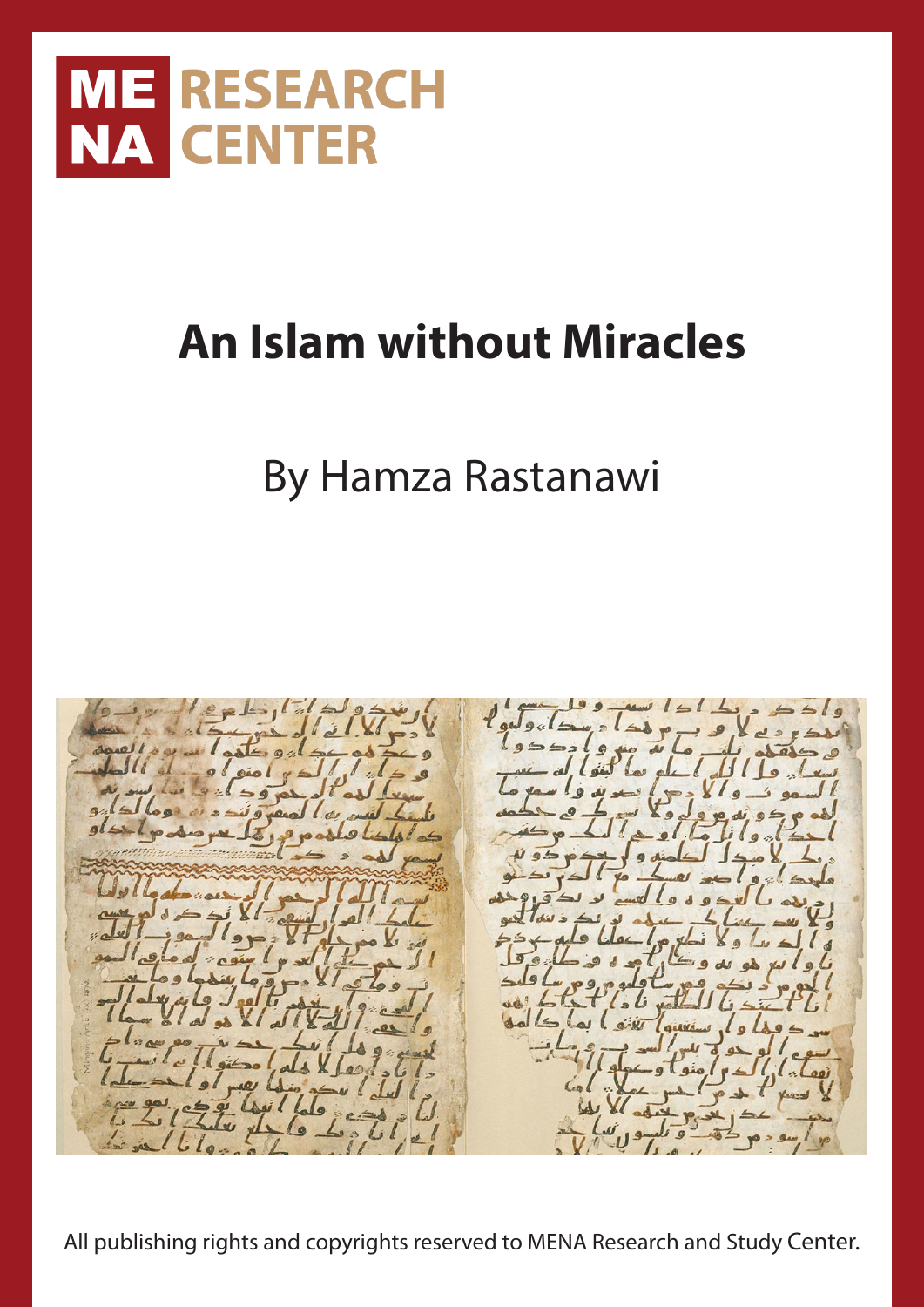ME RESEARCH
NA CENTER

# An Islam without Miracles

By Hamza Rastanawi

All publishing rights and copyrights reserved to MENA Research and Study Center.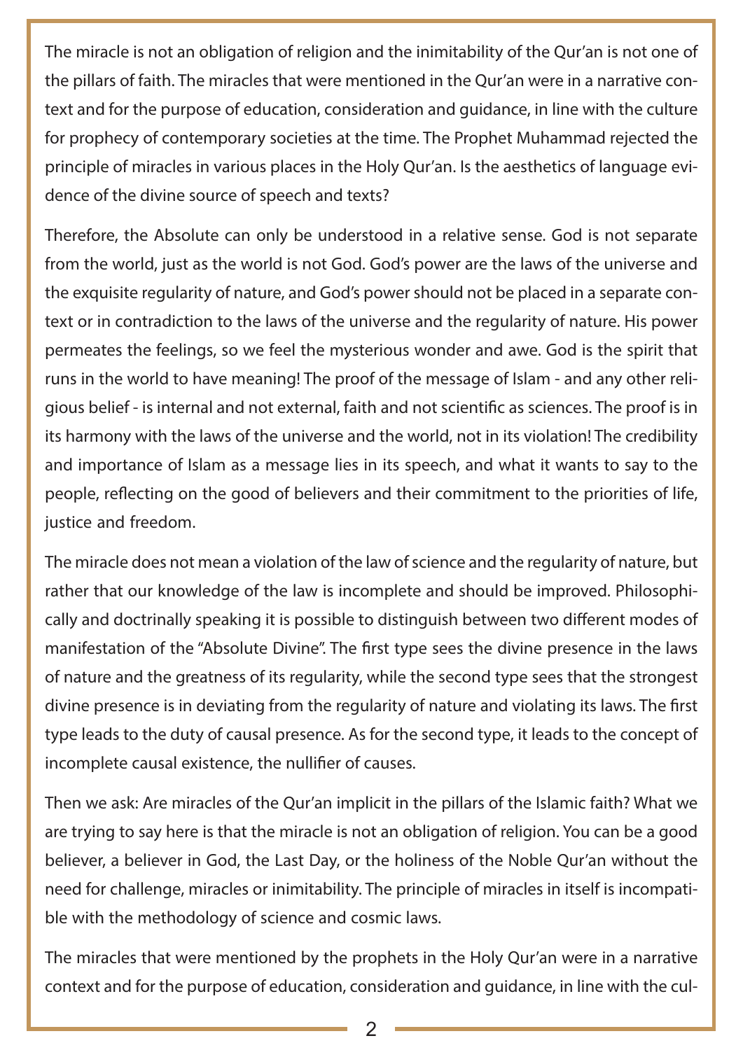The miracle is not an obligation of religion and the inimitability of the Qur'an is not one of the pillars of faith. The miracles that were mentioned in the Qur'an were in a narrative context and for the purpose of education, consideration and guidance, in line with the culture for prophecy of contemporary societies at the time. The Prophet Muhammad rejected the principle of miracles in various places in the Holy Qur'an. Is the aesthetics of language evidence of the divine source of speech and texts?

Therefore, the Absolute can only be understood in a relative sense. God is not separate from the world, just as the world is not God. God's power are the laws of the universe and the exquisite regularity of nature, and God's power should not be placed in a separate context or in contradiction to the laws of the universe and the regularity of nature. His power permeates the feelings, so we feel the mysterious wonder and awe. God is the spirit that runs in the world to have meaning! The proof of the message of Islam - and any other religious belief - is internal and not external, faith and not scientific as sciences. The proof is in its harmony with the laws of the universe and the world, not in its violation! The credibility and importance of Islam as a message lies in its speech, and what it wants to say to the people, reflecting on the good of believers and their commitment to the priorities of life, justice and freedom.

The miracle does not mean a violation of the law of science and the regularity of nature, but rather that our knowledge of the law is incomplete and should be improved. Philosophically and doctrinally speaking it is possible to distinguish between two different modes of manifestation of the "Absolute Divine". The first type sees the divine presence in the laws of nature and the greatness of its regularity, while the second type sees that the strongest divine presence is in deviating from the regularity of nature and violating its laws. The first type leads to the duty of causal presence. As for the second type, it leads to the concept of incomplete causal existence, the nullifier of causes.

Then we ask: Are miracles of the Qur'an implicit in the pillars of the Islamic faith? What we are trying to say here is that the miracle is not an obligation of religion. You can be a good believer, a believer in God, the Last Day, or the holiness of the Noble Qur'an without the need for challenge, miracles or inimitability. The principle of miracles in itself is incompatible with the methodology of science and cosmic laws.

The miracles that were mentioned by the prophets in the Holy Qur'an were in a narrative context and for the purpose of education, consideration and guidance, in line with the cul-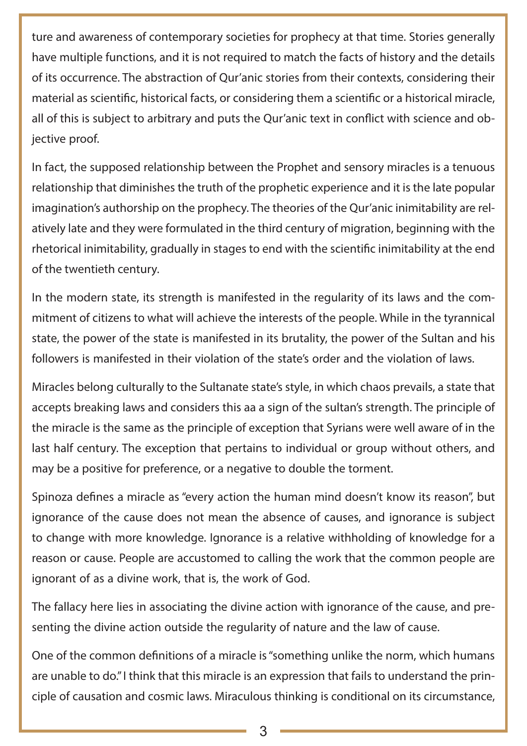ture and awareness of contemporary societies for prophecy at that time. Stories generally have multiple functions, and it is not required to match the facts of history and the details of its occurrence. The abstraction of Qur'anic stories from their contexts, considering their material as scientific, historical facts, or considering them a scientific or a historical miracle, all of this is subject to arbitrary and puts the Qur'anic text in conflict with science and objective proof.

In fact, the supposed relationship between the Prophet and sensory miracles is a tenuous relationship that diminishes the truth of the prophetic experience and it is the late popular imagination's authorship on the prophecy. The theories of the Qur'anic inimitability are relatively late and they were formulated in the third century of migration, beginning with the rhetorical inimitability, gradually in stages to end with the scientific inimitability at the end of the twentieth century.

In the modern state, its strength is manifested in the regularity of its laws and the commitment of citizens to what will achieve the interests of the people. While in the tyrannical state, the power of the state is manifested in its brutality, the power of the Sultan and his followers is manifested in their violation of the state's order and the violation of laws.

Miracles belong culturally to the Sultanate state's style, in which chaos prevails, a state that accepts breaking laws and considers this aa a sign of the sultan's strength. The principle of the miracle is the same as the principle of exception that Syrians were well aware of in the last half century. The exception that pertains to individual or group without others, and may be a positive for preference, or a negative to double the torment.

Spinoza defines a miracle as "every action the human mind doesn't know its reason", but ignorance of the cause does not mean the absence of causes, and ignorance is subject to change with more knowledge. Ignorance is a relative withholding of knowledge for a reason or cause. People are accustomed to calling the work that the common people are ignorant of as a divine work, that is, the work of God.

The fallacy here lies in associating the divine action with ignorance of the cause, and presenting the divine action outside the regularity of nature and the law of cause.

One of the common definitions of a miracle is "something unlike the norm, which humans are unable to do." I think that this miracle is an expression that fails to understand the principle of causation and cosmic laws. Miraculous thinking is conditional on its circumstance,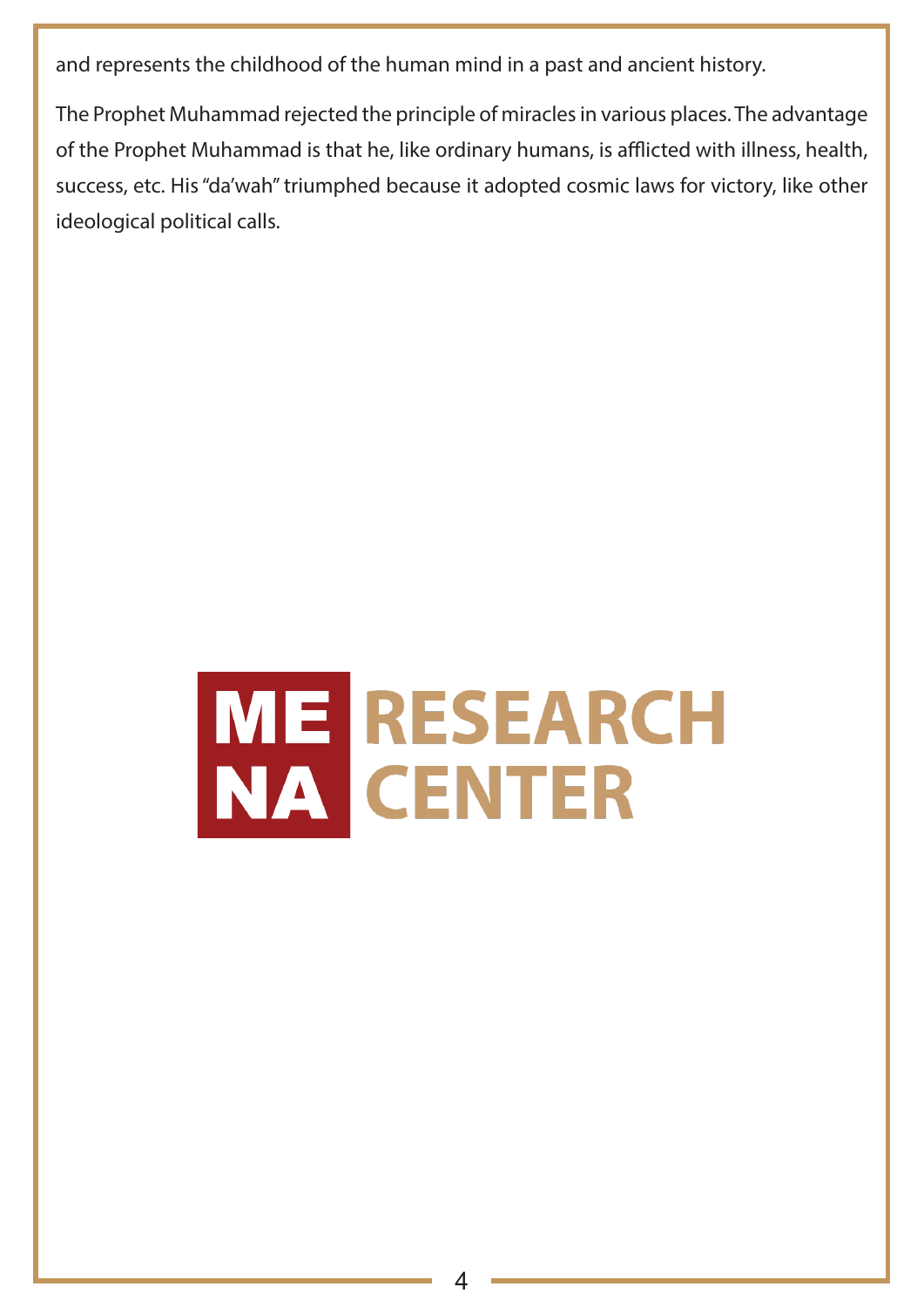and represents the childhood of the human mind in a past and ancient history.

The Prophet Muhammad rejected the principle of miracles in various places. The advantage of the Prophet Muhammad is that he, like ordinary humans, is afflicted with illness, health, success, etc. His "da'wah" triumphed because it adopted cosmic laws for victory, like other ideological political calls.

ME NA RESEARCH CENTER